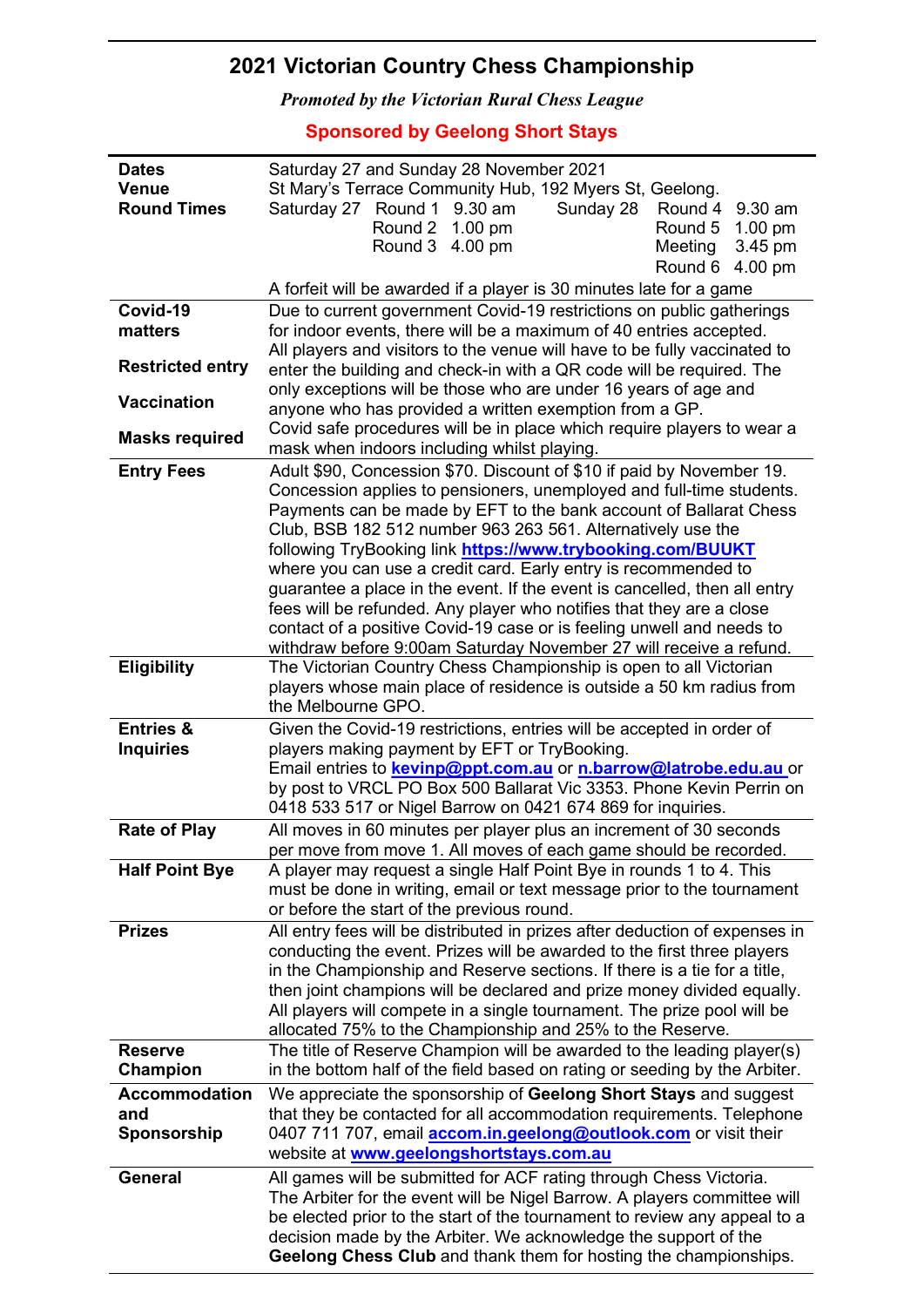# 2021 Victorian Country Chess Championship

*Promoted by the Victorian Rural Chess League*

**Sponsored by Geelong Short Stays**

| | |
|---|---|
| **Dates** | Saturday 27 and Sunday 28 November 2021 |
| **Venue** | St Mary's Terrace Community Hub, 192 Myers St, Geelong. |
| **Round Times** | Saturday 27: Round 1 9.30 am, Round 2 1.00 pm, Round 3 4.00 pm<br>Sunday 28: Round 4 9.30 am, Round 5 1.00 pm, Meeting 3.45 pm, Round 6 4.00 pm<br>A forfeit will be awarded if a player is 30 minutes late for a game |
| **Covid-19 matters**<br>**Restricted entry**<br>**Vaccination**<br>**Masks required** | Due to current government Covid-19 restrictions on public gatherings for indoor events, there will be a maximum of 40 entries accepted. All players and visitors to the venue will have to be fully vaccinated to enter the building and check-in with a QR code will be required. The only exceptions will be those who are under 16 years of age and anyone who has provided a written exemption from a GP. Covid safe procedures will be in place which require players to wear a mask when indoors including whilst playing. |
| **Entry Fees** | Adult $90, Concession $70. Discount of $10 if paid by November 19. Concession applies to pensioners, unemployed and full-time students. Payments can be made by EFT to the bank account of Ballarat Chess Club, BSB 182 512 number 963 263 561. Alternatively use the following TryBooking link **https://www.trybooking.com/BUUKT** where you can use a credit card. Early entry is recommended to guarantee a place in the event. If the event is cancelled, then all entry fees will be refunded. Any player who notifies that they are a close contact of a positive Covid-19 case or is feeling unwell and needs to withdraw before 9:00am Saturday November 27 will receive a refund. |
| **Eligibility** | The Victorian Country Chess Championship is open to all Victorian players whose main place of residence is outside a 50 km radius from the Melbourne GPO. |
| **Entries & Inquiries** | Given the Covid-19 restrictions, entries will be accepted in order of players making payment by EFT or TryBooking. Email entries to **kevinp@ppt.com.au** or **n.barrow@latrobe.edu.au** or by post to VRCL PO Box 500 Ballarat Vic 3353. Phone Kevin Perrin on 0418 533 517 or Nigel Barrow on 0421 674 869 for inquiries. |
| **Rate of Play** | All moves in 60 minutes per player plus an increment of 30 seconds per move from move 1. All moves of each game should be recorded. |
| **Half Point Bye** | A player may request a single Half Point Bye in rounds 1 to 4. This must be done in writing, email or text message prior to the tournament or before the start of the previous round. |
| **Prizes** | All entry fees will be distributed in prizes after deduction of expenses in conducting the event. Prizes will be awarded to the first three players in the Championship and Reserve sections. If there is a tie for a title, then joint champions will be declared and prize money divided equally. All players will compete in a single tournament. The prize pool will be allocated 75% to the Championship and 25% to the Reserve. |
| **Reserve Champion** | The title of Reserve Champion will be awarded to the leading player(s) in the bottom half of the field based on rating or seeding by the Arbiter. |
| **Accommodation and Sponsorship** | We appreciate the sponsorship of **Geelong Short Stays** and suggest that they be contacted for all accommodation requirements. Telephone 0407 711 707, email **accom.in.geelong@outlook.com** or visit their website at **www.geelongshortstays.com.au** |
| **General** | All games will be submitted for ACF rating through Chess Victoria. The Arbiter for the event will be Nigel Barrow. A players committee will be elected prior to the start of the tournament to review any appeal to a decision made by the Arbiter. We acknowledge the support of the **Geelong Chess Club** and thank them for hosting the championships. |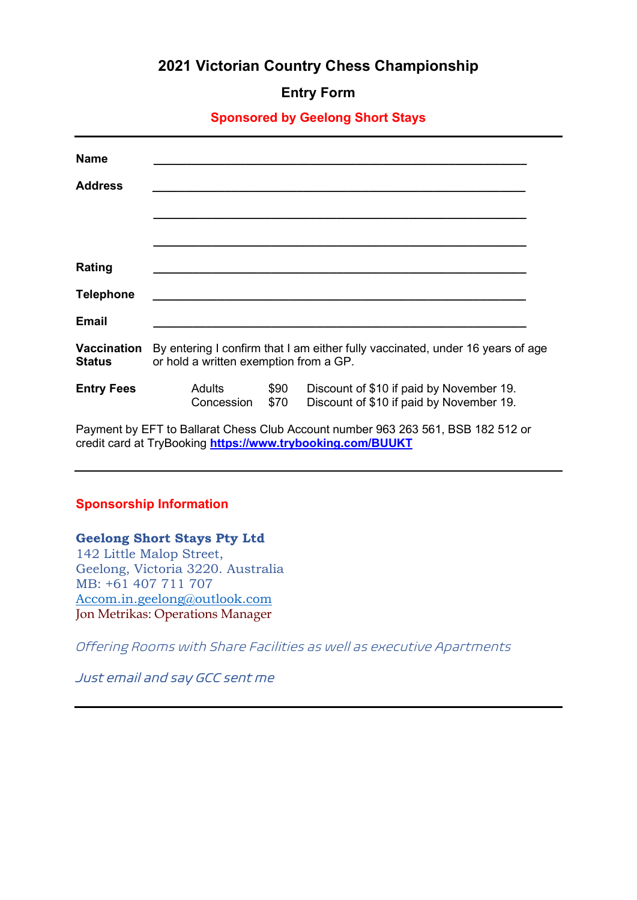# 2021 Victorian Country Chess Championship

## Entry Form

**Sponsored by Geelong Short Stays**

---

**Name** ____________________________________________

**Address** ____________________________________________

____________________________________________

____________________________________________

**Rating** ____________________________________________

**Telephone** ____________________________________________

**Email** ____________________________________________

**Vaccination Status** By entering I confirm that I am either fully vaccinated, under 16 years of age or hold a written exemption from a GP.

**Entry Fees**

| | | |
|---|---|---|
| Adults | $90 | Discount of $10 if paid by November 19. |
| Concession | $70 | Discount of $10 if paid by November 19. |

Payment by EFT to Ballarat Chess Club Account number 963 263 561, BSB 182 512 or credit card at TryBooking **https://www.trybooking.com/BUUKT**

---

**Sponsorship Information**

**Geelong Short Stays Pty Ltd**
142 Little Malop Street,
Geelong, Victoria 3220. Australia
MB: +61 407 711 707
Accom.in.geelong@outlook.com
Jon Metrikas: Operations Manager

*Offering Rooms with Share Facilities as well as executive Apartments*

*Just email and say GCC sent me*